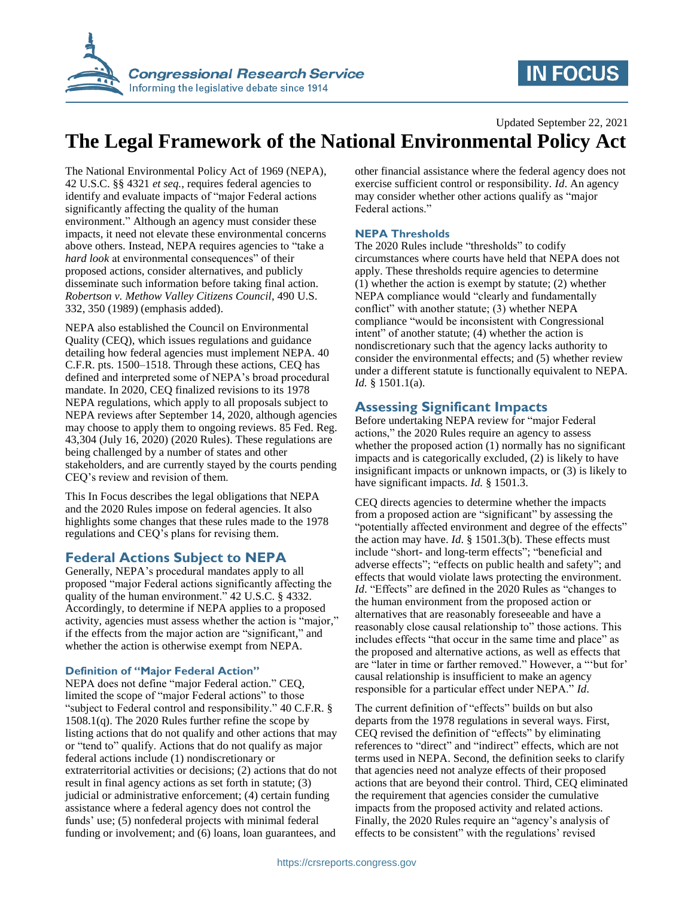Updated September 22, 2021

# The Legal Framework of the National Environmental Policy Act

The National Environmental Policy Act of 1969 (NEPA), 42 U.S.C. §§ 4321 *et seq.*, requires federal agencies to identify and evaluate impacts of "major Federal actions significantly affecting the quality of the human environment." Although an agency must consider these impacts, it need not elevate these environmental concerns above others. Instead, NEPA requires agencies to "take a *hard look* at environmental consequences" of their proposed actions, consider alternatives, and publicly disseminate such information before taking final action. *Robertson v. Methow Valley Citizens Council*, 490 U.S. 332, 350 (1989) (emphasis added).

NEPA also established the Council on Environmental Quality (CEQ), which issues regulations and guidance detailing how federal agencies must implement NEPA. 40 C.F.R. pts. 1500–1518. Through these actions, CEQ has defined and interpreted some of NEPA's broad procedural mandate. In 2020, CEQ finalized revisions to its 1978 NEPA regulations, which apply to all proposals subject to NEPA reviews after September 14, 2020, although agencies may choose to apply them to ongoing reviews. 85 Fed. Reg. 43,304 (July 16, 2020) (2020 Rules). These regulations are being challenged by a number of states and other stakeholders, and are currently stayed by the courts pending CEQ's review and revision of them.

This In Focus describes the legal obligations that NEPA and the 2020 Rules impose on federal agencies. It also highlights some changes that these rules made to the 1978 regulations and CEQ's plans for revising them.

## Federal Actions Subject to NEPA

Generally, NEPA's procedural mandates apply to all proposed "major Federal actions significantly affecting the quality of the human environment." 42 U.S.C. § 4332. Accordingly, to determine if NEPA applies to a proposed activity, agencies must assess whether the action is "major," if the effects from the major action are "significant," and whether the action is otherwise exempt from NEPA.

### Definition of "Major Federal Action"

NEPA does not define "major Federal action." CEQ, limited the scope of "major Federal actions" to those "subject to Federal control and responsibility." 40 C.F.R. § 1508.1(q). The 2020 Rules further refine the scope by listing actions that do not qualify and other actions that may or "tend to" qualify. Actions that do not qualify as major federal actions include (1) nondiscretionary or extraterritorial activities or decisions; (2) actions that do not result in final agency actions as set forth in statute; (3) judicial or administrative enforcement; (4) certain funding assistance where a federal agency does not control the funds' use; (5) nonfederal projects with minimal federal funding or involvement; and (6) loans, loan guarantees, and other financial assistance where the federal agency does not exercise sufficient control or responsibility. *Id*. An agency may consider whether other actions qualify as "major Federal actions."

### NEPA Thresholds

The 2020 Rules include "thresholds" to codify circumstances where courts have held that NEPA does not apply. These thresholds require agencies to determine (1) whether the action is exempt by statute; (2) whether NEPA compliance would "clearly and fundamentally conflict" with another statute; (3) whether NEPA compliance "would be inconsistent with Congressional intent" of another statute; (4) whether the action is nondiscretionary such that the agency lacks authority to consider the environmental effects; and (5) whether review under a different statute is functionally equivalent to NEPA. *Id.* § 1501.1(a).

## Assessing Significant Impacts

Before undertaking NEPA review for "major Federal actions," the 2020 Rules require an agency to assess whether the proposed action (1) normally has no significant impacts and is categorically excluded, (2) is likely to have insignificant impacts or unknown impacts, or (3) is likely to have significant impacts. *Id.* § 1501.3.

CEQ directs agencies to determine whether the impacts from a proposed action are "significant" by assessing the "potentially affected environment and degree of the effects" the action may have. *Id*. § 1501.3(b). These effects must include "short- and long-term effects"; "beneficial and adverse effects"; "effects on public health and safety"; and effects that would violate laws protecting the environment. *Id*. "Effects" are defined in the 2020 Rules as "changes to the human environment from the proposed action or alternatives that are reasonably foreseeable and have a reasonably close causal relationship to" those actions. This includes effects "that occur in the same time and place" as the proposed and alternative actions, as well as effects that are "later in time or farther removed." However, a "'but for' causal relationship is insufficient to make an agency responsible for a particular effect under NEPA." *Id*.

The current definition of "effects" builds on but also departs from the 1978 regulations in several ways. First, CEQ revised the definition of "effects" by eliminating references to "direct" and "indirect" effects, which are not terms used in NEPA. Second, the definition seeks to clarify that agencies need not analyze effects of their proposed actions that are beyond their control. Third, CEQ eliminated the requirement that agencies consider the cumulative impacts from the proposed activity and related actions. Finally, the 2020 Rules require an "agency's analysis of effects to be consistent" with the regulations' revised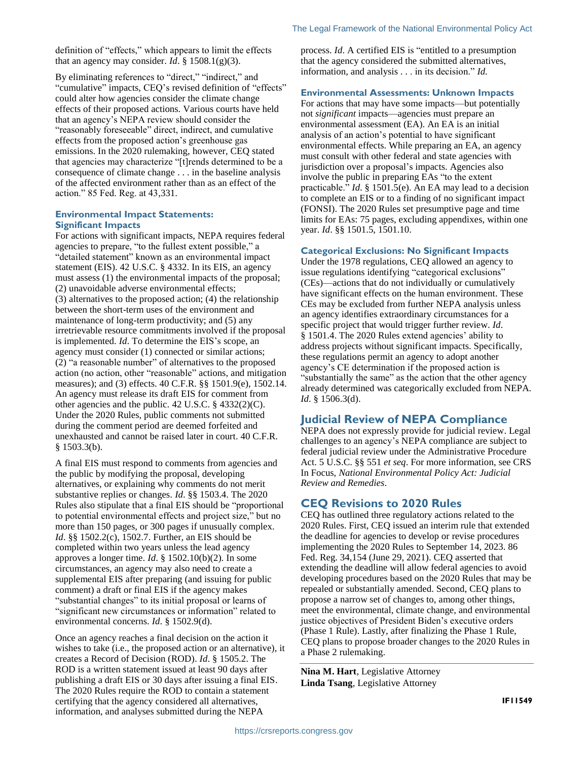definition of "effects," which appears to limit the effects that an agency may consider. *Id*. § 1508.1(g)(3).

By eliminating references to "direct," "indirect," and "cumulative" impacts, CEQ's revised definition of "effects" could alter how agencies consider the climate change effects of their proposed actions. Various courts have held that an agency's NEPA review should consider the "reasonably foreseeable" direct, indirect, and cumulative effects from the proposed action's greenhouse gas emissions. In the 2020 rulemaking, however, CEQ stated that agencies may characterize "[t]rends determined to be a consequence of climate change . . . in the baseline analysis of the affected environment rather than as an effect of the action." 85 Fed. Reg. at 43,331.

### Environmental Impact Statements: Significant Impacts

For actions with significant impacts, NEPA requires federal agencies to prepare, "to the fullest extent possible," a "detailed statement" known as an environmental impact statement (EIS). 42 U.S.C. § 4332. In its EIS, an agency must assess (1) the environmental impacts of the proposal; (2) unavoidable adverse environmental effects; (3) alternatives to the proposed action; (4) the relationship between the short-term uses of the environment and maintenance of long-term productivity; and (5) any irretrievable resource commitments involved if the proposal is implemented. *Id*. To determine the EIS's scope, an agency must consider (1) connected or similar actions; (2) "a reasonable number" of alternatives to the proposed action (no action, other "reasonable" actions, and mitigation measures); and (3) effects. 40 C.F.R. §§ 1501.9(e), 1502.14. An agency must release its draft EIS for comment from other agencies and the public. 42 U.S.C. § 4332(2)(C). Under the 2020 Rules, public comments not submitted during the comment period are deemed forfeited and unexhausted and cannot be raised later in court. 40 C.F.R. § 1503.3(b).

A final EIS must respond to comments from agencies and the public by modifying the proposal, developing alternatives, or explaining why comments do not merit substantive replies or changes. *Id*. §§ 1503.4. The 2020 Rules also stipulate that a final EIS should be "proportional to potential environmental effects and project size," but no more than 150 pages, or 300 pages if unusually complex. *Id*. §§ 1502.2(c), 1502.7. Further, an EIS should be completed within two years unless the lead agency approves a longer time. *Id*. § 1502.10(b)(2). In some circumstances, an agency may also need to create a supplemental EIS after preparing (and issuing for public comment) a draft or final EIS if the agency makes "substantial changes" to its initial proposal or learns of "significant new circumstances or information" related to environmental concerns. *Id*. § 1502.9(d).

Once an agency reaches a final decision on the action it wishes to take (i.e., the proposed action or an alternative), it creates a Record of Decision (ROD). *Id*. § 1505.2. The ROD is a written statement issued at least 90 days after publishing a draft EIS or 30 days after issuing a final EIS. The 2020 Rules require the ROD to contain a statement certifying that the agency considered all alternatives, information, and analyses submitted during the NEPA process. *Id*. A certified EIS is "entitled to a presumption that the agency considered the submitted alternatives, information, and analysis . . . in its decision." *Id.*

### Environmental Assessments: Unknown Impacts

For actions that may have some impacts—but potentially not *significant* impacts—agencies must prepare an environmental assessment (EA). An EA is an initial analysis of an action's potential to have significant environmental effects. While preparing an EA, an agency must consult with other federal and state agencies with jurisdiction over a proposal's impacts. Agencies also involve the public in preparing EAs "to the extent practicable." *Id*. § 1501.5(e). An EA may lead to a decision to complete an EIS or to a finding of no significant impact (FONSI). The 2020 Rules set presumptive page and time limits for EAs: 75 pages, excluding appendixes, within one year. *Id*. §§ 1501.5, 1501.10.

### Categorical Exclusions: No Significant Impacts

Under the 1978 regulations, CEQ allowed an agency to issue regulations identifying "categorical exclusions" (CEs)—actions that do not individually or cumulatively have significant effects on the human environment. These CEs may be excluded from further NEPA analysis unless an agency identifies extraordinary circumstances for a specific project that would trigger further review. *Id*. § 1501.4. The 2020 Rules extend agencies' ability to address projects without significant impacts. Specifically, these regulations permit an agency to adopt another agency's CE determination if the proposed action is "substantially the same" as the action that the other agency already determined was categorically excluded from NEPA. *Id*. § 1506.3(d).

## Judicial Review of NEPA Compliance

NEPA does not expressly provide for judicial review. Legal challenges to an agency's NEPA compliance are subject to federal judicial review under the Administrative Procedure Act. 5 U.S.C. §§ 551 *et seq*. For more information, see CRS In Focus, *National Environmental Policy Act: Judicial Review and Remedies*.

## CEQ Revisions to 2020 Rules

CEQ has outlined three regulatory actions related to the 2020 Rules. First, CEQ issued an interim rule that extended the deadline for agencies to develop or revise procedures implementing the 2020 Rules to September 14, 2023. 86 Fed. Reg. 34,154 (June 29, 2021). CEQ asserted that extending the deadline will allow federal agencies to avoid developing procedures based on the 2020 Rules that may be repealed or substantially amended. Second, CEQ plans to propose a narrow set of changes to, among other things, meet the environmental, climate change, and environmental justice objectives of President Biden's executive orders (Phase 1 Rule). Lastly, after finalizing the Phase 1 Rule, CEQ plans to propose broader changes to the 2020 Rules in a Phase 2 rulemaking.

**Nina M. Hart**, Legislative Attorney
**Linda Tsang**, Legislative Attorney

**IF11549**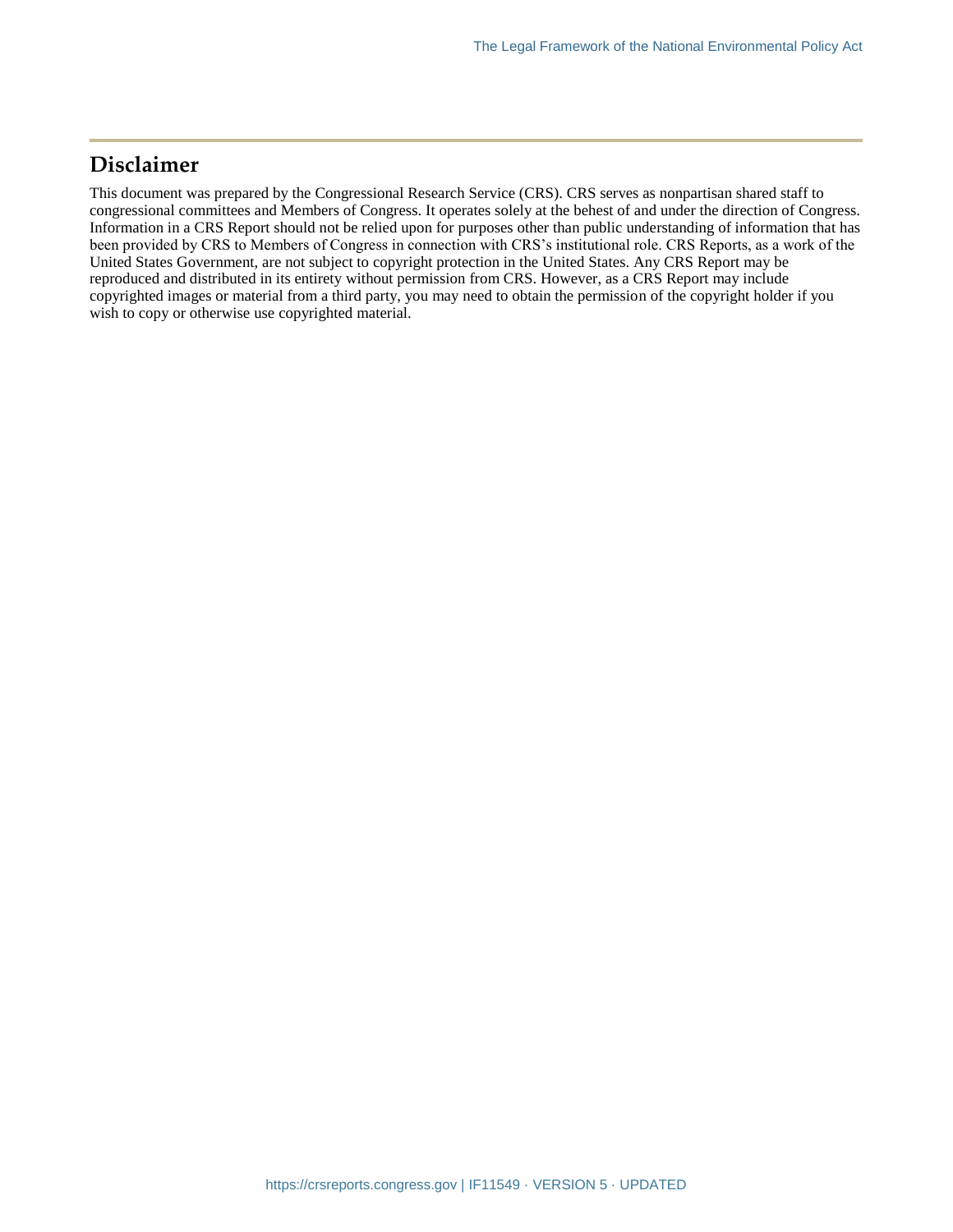## Disclaimer

This document was prepared by the Congressional Research Service (CRS). CRS serves as nonpartisan shared staff to congressional committees and Members of Congress. It operates solely at the behest of and under the direction of Congress. Information in a CRS Report should not be relied upon for purposes other than public understanding of information that has been provided by CRS to Members of Congress in connection with CRS's institutional role. CRS Reports, as a work of the United States Government, are not subject to copyright protection in the United States. Any CRS Report may be reproduced and distributed in its entirety without permission from CRS. However, as a CRS Report may include copyrighted images or material from a third party, you may need to obtain the permission of the copyright holder if you wish to copy or otherwise use copyrighted material.